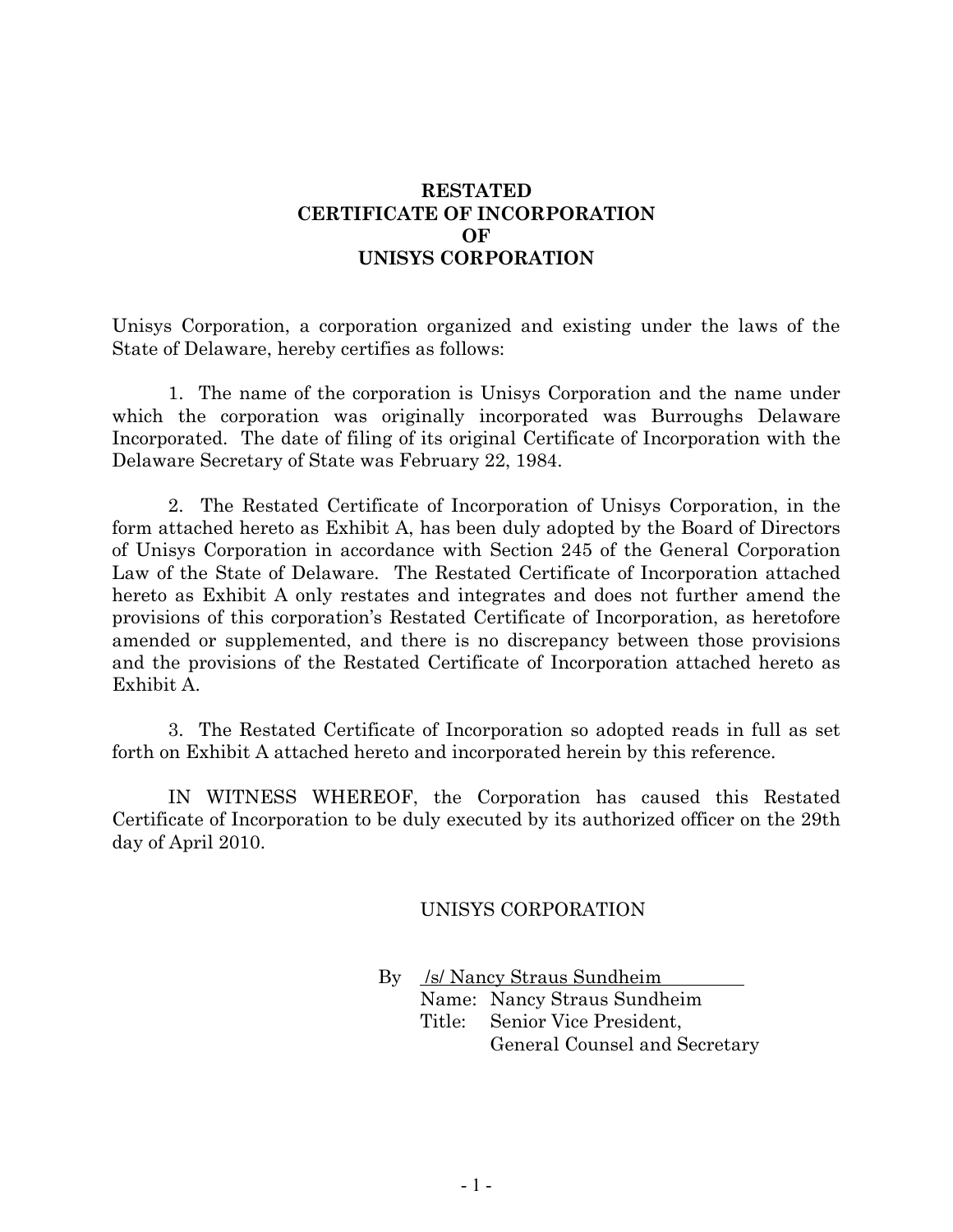# RESTATED CERTIFICATE OF INCORPORATION OF UNISYS CORPORATION

Unisys Corporation, a corporation organized and existing under the laws of the State of Delaware, hereby certifies as follows:

1. The name of the corporation is Unisys Corporation and the name under which the corporation was originally incorporated was Burroughs Delaware Incorporated. The date of filing of its original Certificate of Incorporation with the Delaware Secretary of State was February 22, 1984.

2. The Restated Certificate of Incorporation of Unisys Corporation, in the form attached hereto as Exhibit A, has been duly adopted by the Board of Directors of Unisys Corporation in accordance with Section 245 of the General Corporation Law of the State of Delaware. The Restated Certificate of Incorporation attached hereto as Exhibit A only restates and integrates and does not further amend the provisions of this corporation's Restated Certificate of Incorporation, as heretofore amended or supplemented, and there is no discrepancy between those provisions and the provisions of the Restated Certificate of Incorporation attached hereto as Exhibit A.

3. The Restated Certificate of Incorporation so adopted reads in full as set forth on Exhibit A attached hereto and incorporated herein by this reference.

IN WITNESS WHEREOF, the Corporation has caused this Restated Certificate of Incorporation to be duly executed by its authorized officer on the 29th day of April 2010.

UNISYS CORPORATION

By /s/ Nancy Straus Sundheim
Name: Nancy Straus Sundheim
Title: Senior Vice President, General Counsel and Secretary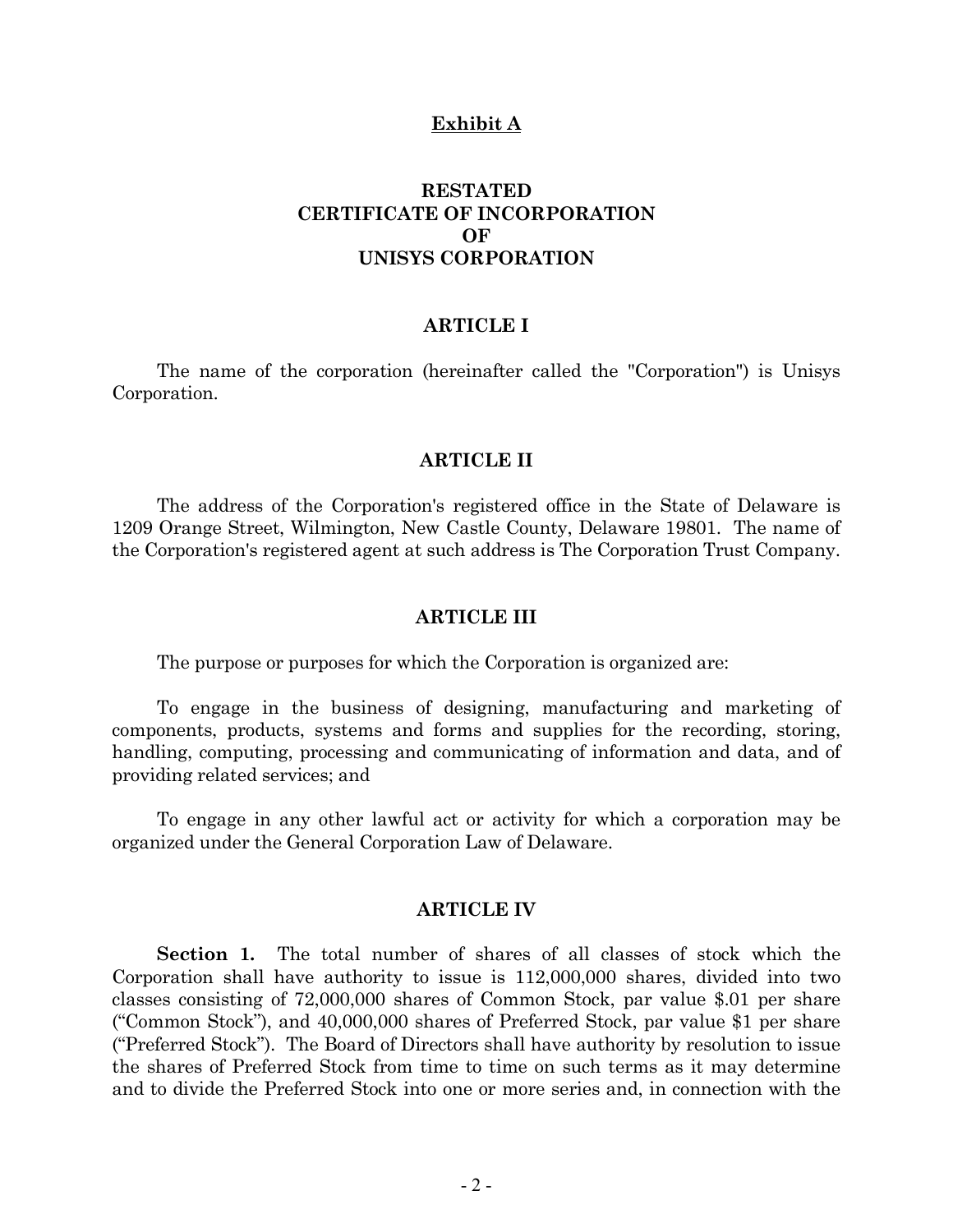**Exhibit A**

# RESTATED CERTIFICATE OF INCORPORATION OF UNISYS CORPORATION

## ARTICLE I

The name of the corporation (hereinafter called the "Corporation") is Unisys Corporation.

## ARTICLE II

The address of the Corporation's registered office in the State of Delaware is 1209 Orange Street, Wilmington, New Castle County, Delaware 19801. The name of the Corporation's registered agent at such address is The Corporation Trust Company.

## ARTICLE III

The purpose or purposes for which the Corporation is organized are:

To engage in the business of designing, manufacturing and marketing of components, products, systems and forms and supplies for the recording, storing, handling, computing, processing and communicating of information and data, and of providing related services; and

To engage in any other lawful act or activity for which a corporation may be organized under the General Corporation Law of Delaware.

## ARTICLE IV

**Section 1.** The total number of shares of all classes of stock which the Corporation shall have authority to issue is 112,000,000 shares, divided into two classes consisting of 72,000,000 shares of Common Stock, par value $.01 per share ("Common Stock"), and 40,000,000 shares of Preferred Stock, par value $1 per share ("Preferred Stock"). The Board of Directors shall have authority by resolution to issue the shares of Preferred Stock from time to time on such terms as it may determine and to divide the Preferred Stock into one or more series and, in connection with the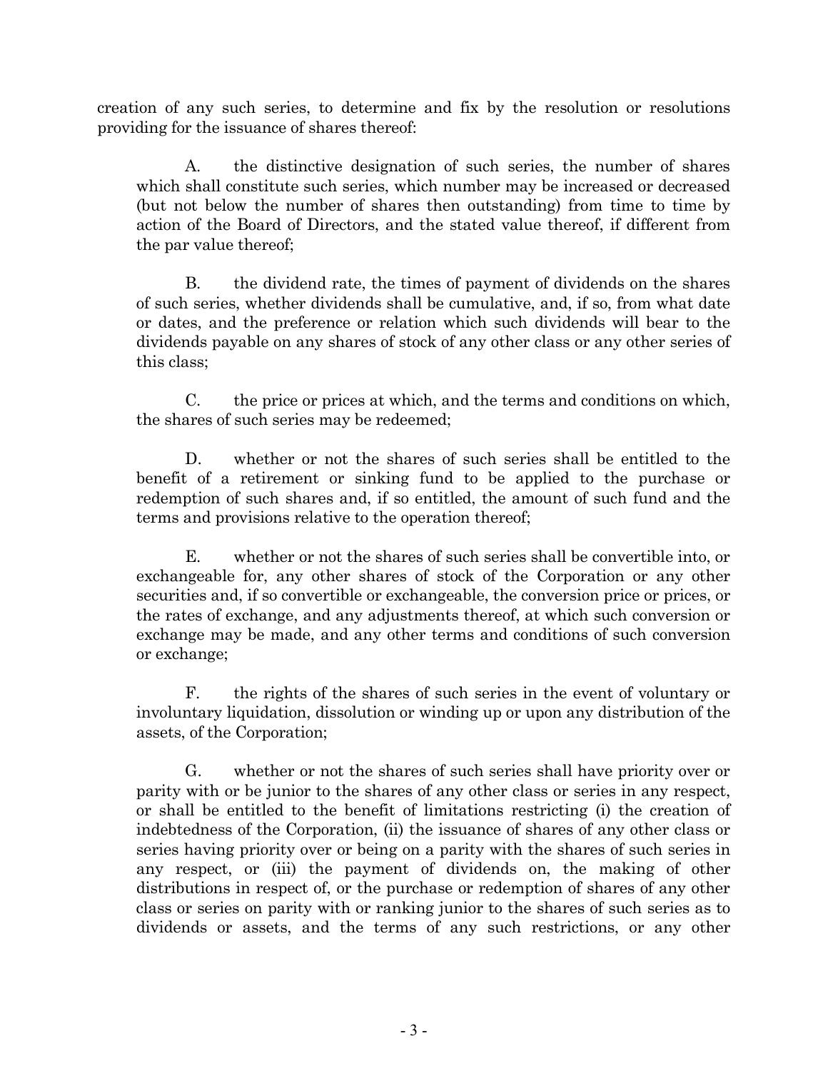creation of any such series, to determine and fix by the resolution or resolutions providing for the issuance of shares thereof:

A. the distinctive designation of such series, the number of shares which shall constitute such series, which number may be increased or decreased (but not below the number of shares then outstanding) from time to time by action of the Board of Directors, and the stated value thereof, if different from the par value thereof;

B. the dividend rate, the times of payment of dividends on the shares of such series, whether dividends shall be cumulative, and, if so, from what date or dates, and the preference or relation which such dividends will bear to the dividends payable on any shares of stock of any other class or any other series of this class;

C. the price or prices at which, and the terms and conditions on which, the shares of such series may be redeemed;

D. whether or not the shares of such series shall be entitled to the benefit of a retirement or sinking fund to be applied to the purchase or redemption of such shares and, if so entitled, the amount of such fund and the terms and provisions relative to the operation thereof;

E. whether or not the shares of such series shall be convertible into, or exchangeable for, any other shares of stock of the Corporation or any other securities and, if so convertible or exchangeable, the conversion price or prices, or the rates of exchange, and any adjustments thereof, at which such conversion or exchange may be made, and any other terms and conditions of such conversion or exchange;

F. the rights of the shares of such series in the event of voluntary or involuntary liquidation, dissolution or winding up or upon any distribution of the assets, of the Corporation;

G. whether or not the shares of such series shall have priority over or parity with or be junior to the shares of any other class or series in any respect, or shall be entitled to the benefit of limitations restricting (i) the creation of indebtedness of the Corporation, (ii) the issuance of shares of any other class or series having priority over or being on a parity with the shares of such series in any respect, or (iii) the payment of dividends on, the making of other distributions in respect of, or the purchase or redemption of shares of any other class or series on parity with or ranking junior to the shares of such series as to dividends or assets, and the terms of any such restrictions, or any other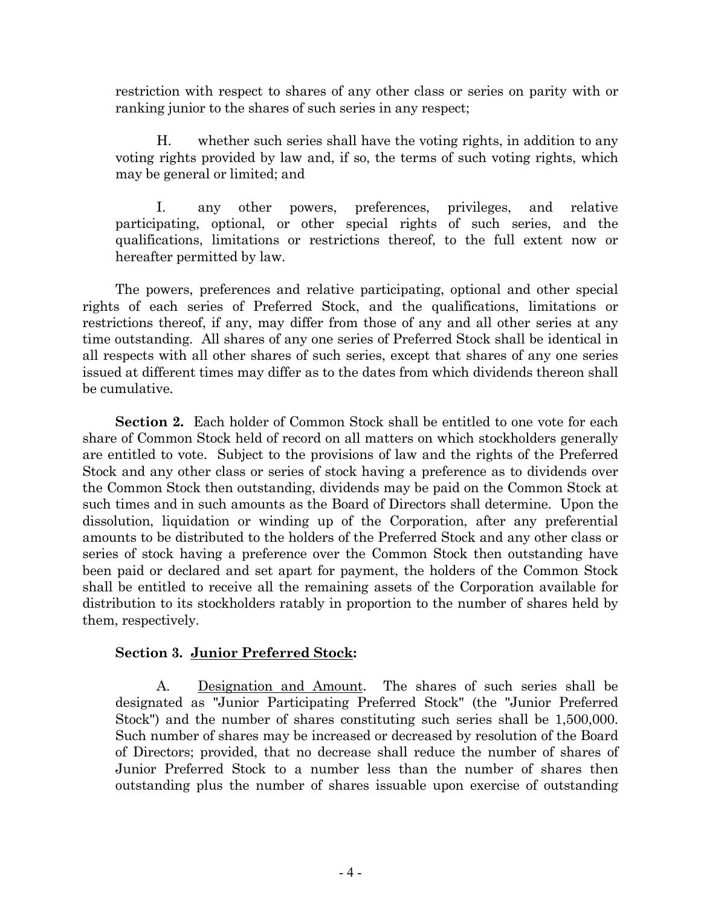restriction with respect to shares of any other class or series on parity with or ranking junior to the shares of such series in any respect;

H. whether such series shall have the voting rights, in addition to any voting rights provided by law and, if so, the terms of such voting rights, which may be general or limited; and

I. any other powers, preferences, privileges, and relative participating, optional, or other special rights of such series, and the qualifications, limitations or restrictions thereof, to the full extent now or hereafter permitted by law.

The powers, preferences and relative participating, optional and other special rights of each series of Preferred Stock, and the qualifications, limitations or restrictions thereof, if any, may differ from those of any and all other series at any time outstanding. All shares of any one series of Preferred Stock shall be identical in all respects with all other shares of such series, except that shares of any one series issued at different times may differ as to the dates from which dividends thereon shall be cumulative.

**Section 2.** Each holder of Common Stock shall be entitled to one vote for each share of Common Stock held of record on all matters on which stockholders generally are entitled to vote. Subject to the provisions of law and the rights of the Preferred Stock and any other class or series of stock having a preference as to dividends over the Common Stock then outstanding, dividends may be paid on the Common Stock at such times and in such amounts as the Board of Directors shall determine. Upon the dissolution, liquidation or winding up of the Corporation, after any preferential amounts to be distributed to the holders of the Preferred Stock and any other class or series of stock having a preference over the Common Stock then outstanding have been paid or declared and set apart for payment, the holders of the Common Stock shall be entitled to receive all the remaining assets of the Corporation available for distribution to its stockholders ratably in proportion to the number of shares held by them, respectively.

**Section 3. Junior Preferred Stock:**

A. Designation and Amount. The shares of such series shall be designated as "Junior Participating Preferred Stock" (the "Junior Preferred Stock") and the number of shares constituting such series shall be 1,500,000. Such number of shares may be increased or decreased by resolution of the Board of Directors; provided, that no decrease shall reduce the number of shares of Junior Preferred Stock to a number less than the number of shares then outstanding plus the number of shares issuable upon exercise of outstanding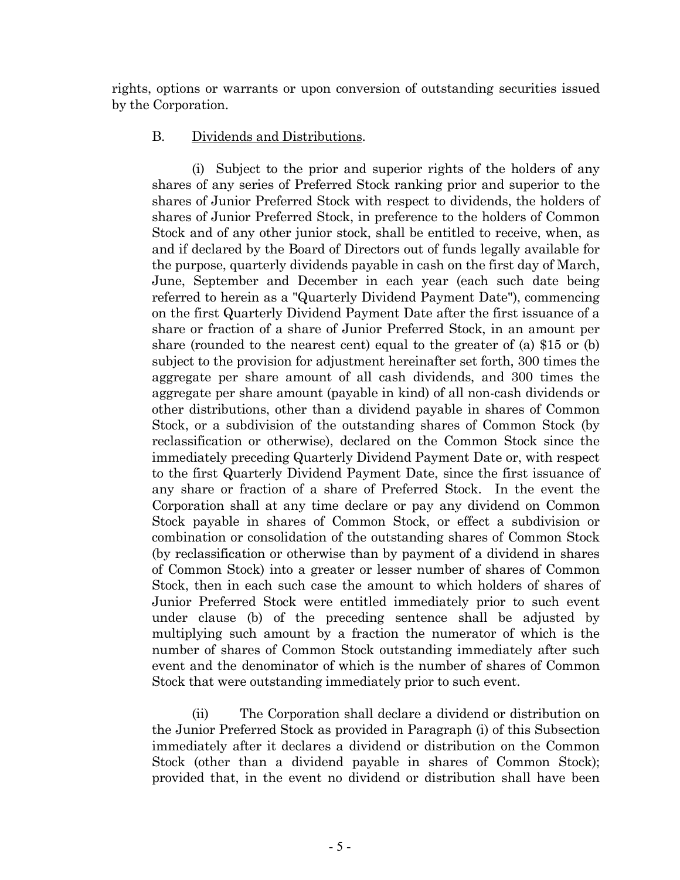rights, options or warrants or upon conversion of outstanding securities issued by the Corporation.

B. Dividends and Distributions.

(i) Subject to the prior and superior rights of the holders of any shares of any series of Preferred Stock ranking prior and superior to the shares of Junior Preferred Stock with respect to dividends, the holders of shares of Junior Preferred Stock, in preference to the holders of Common Stock and of any other junior stock, shall be entitled to receive, when, as and if declared by the Board of Directors out of funds legally available for the purpose, quarterly dividends payable in cash on the first day of March, June, September and December in each year (each such date being referred to herein as a "Quarterly Dividend Payment Date"), commencing on the first Quarterly Dividend Payment Date after the first issuance of a share or fraction of a share of Junior Preferred Stock, in an amount per share (rounded to the nearest cent) equal to the greater of (a) $15 or (b) subject to the provision for adjustment hereinafter set forth, 300 times the aggregate per share amount of all cash dividends, and 300 times the aggregate per share amount (payable in kind) of all non-cash dividends or other distributions, other than a dividend payable in shares of Common Stock, or a subdivision of the outstanding shares of Common Stock (by reclassification or otherwise), declared on the Common Stock since the immediately preceding Quarterly Dividend Payment Date or, with respect to the first Quarterly Dividend Payment Date, since the first issuance of any share or fraction of a share of Preferred Stock. In the event the Corporation shall at any time declare or pay any dividend on Common Stock payable in shares of Common Stock, or effect a subdivision or combination or consolidation of the outstanding shares of Common Stock (by reclassification or otherwise than by payment of a dividend in shares of Common Stock) into a greater or lesser number of shares of Common Stock, then in each such case the amount to which holders of shares of Junior Preferred Stock were entitled immediately prior to such event under clause (b) of the preceding sentence shall be adjusted by multiplying such amount by a fraction the numerator of which is the number of shares of Common Stock outstanding immediately after such event and the denominator of which is the number of shares of Common Stock that were outstanding immediately prior to such event.

(ii) The Corporation shall declare a dividend or distribution on the Junior Preferred Stock as provided in Paragraph (i) of this Subsection immediately after it declares a dividend or distribution on the Common Stock (other than a dividend payable in shares of Common Stock); provided that, in the event no dividend or distribution shall have been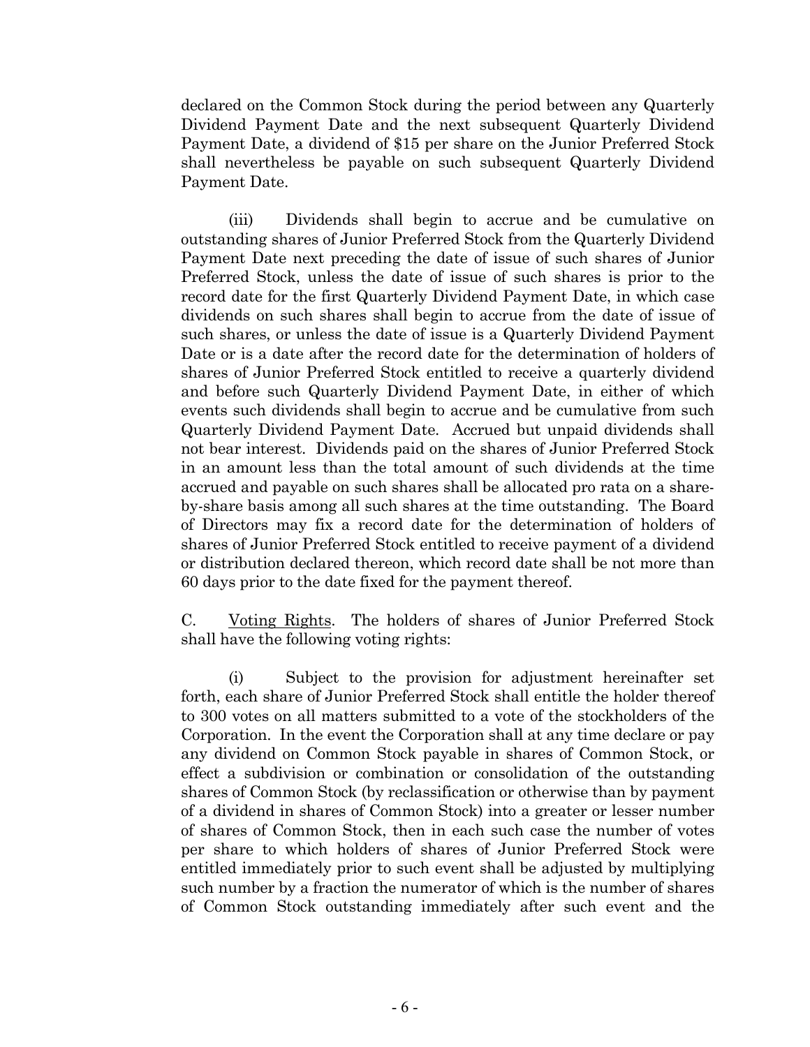declared on the Common Stock during the period between any Quarterly Dividend Payment Date and the next subsequent Quarterly Dividend Payment Date, a dividend of $15 per share on the Junior Preferred Stock shall nevertheless be payable on such subsequent Quarterly Dividend Payment Date.

(iii) Dividends shall begin to accrue and be cumulative on outstanding shares of Junior Preferred Stock from the Quarterly Dividend Payment Date next preceding the date of issue of such shares of Junior Preferred Stock, unless the date of issue of such shares is prior to the record date for the first Quarterly Dividend Payment Date, in which case dividends on such shares shall begin to accrue from the date of issue of such shares, or unless the date of issue is a Quarterly Dividend Payment Date or is a date after the record date for the determination of holders of shares of Junior Preferred Stock entitled to receive a quarterly dividend and before such Quarterly Dividend Payment Date, in either of which events such dividends shall begin to accrue and be cumulative from such Quarterly Dividend Payment Date. Accrued but unpaid dividends shall not bear interest. Dividends paid on the shares of Junior Preferred Stock in an amount less than the total amount of such dividends at the time accrued and payable on such shares shall be allocated pro rata on a share-by-share basis among all such shares at the time outstanding. The Board of Directors may fix a record date for the determination of holders of shares of Junior Preferred Stock entitled to receive payment of a dividend or distribution declared thereon, which record date shall be not more than 60 days prior to the date fixed for the payment thereof.

C. Voting Rights. The holders of shares of Junior Preferred Stock shall have the following voting rights:

(i) Subject to the provision for adjustment hereinafter set forth, each share of Junior Preferred Stock shall entitle the holder thereof to 300 votes on all matters submitted to a vote of the stockholders of the Corporation. In the event the Corporation shall at any time declare or pay any dividend on Common Stock payable in shares of Common Stock, or effect a subdivision or combination or consolidation of the outstanding shares of Common Stock (by reclassification or otherwise than by payment of a dividend in shares of Common Stock) into a greater or lesser number of shares of Common Stock, then in each such case the number of votes per share to which holders of shares of Junior Preferred Stock were entitled immediately prior to such event shall be adjusted by multiplying such number by a fraction the numerator of which is the number of shares of Common Stock outstanding immediately after such event and the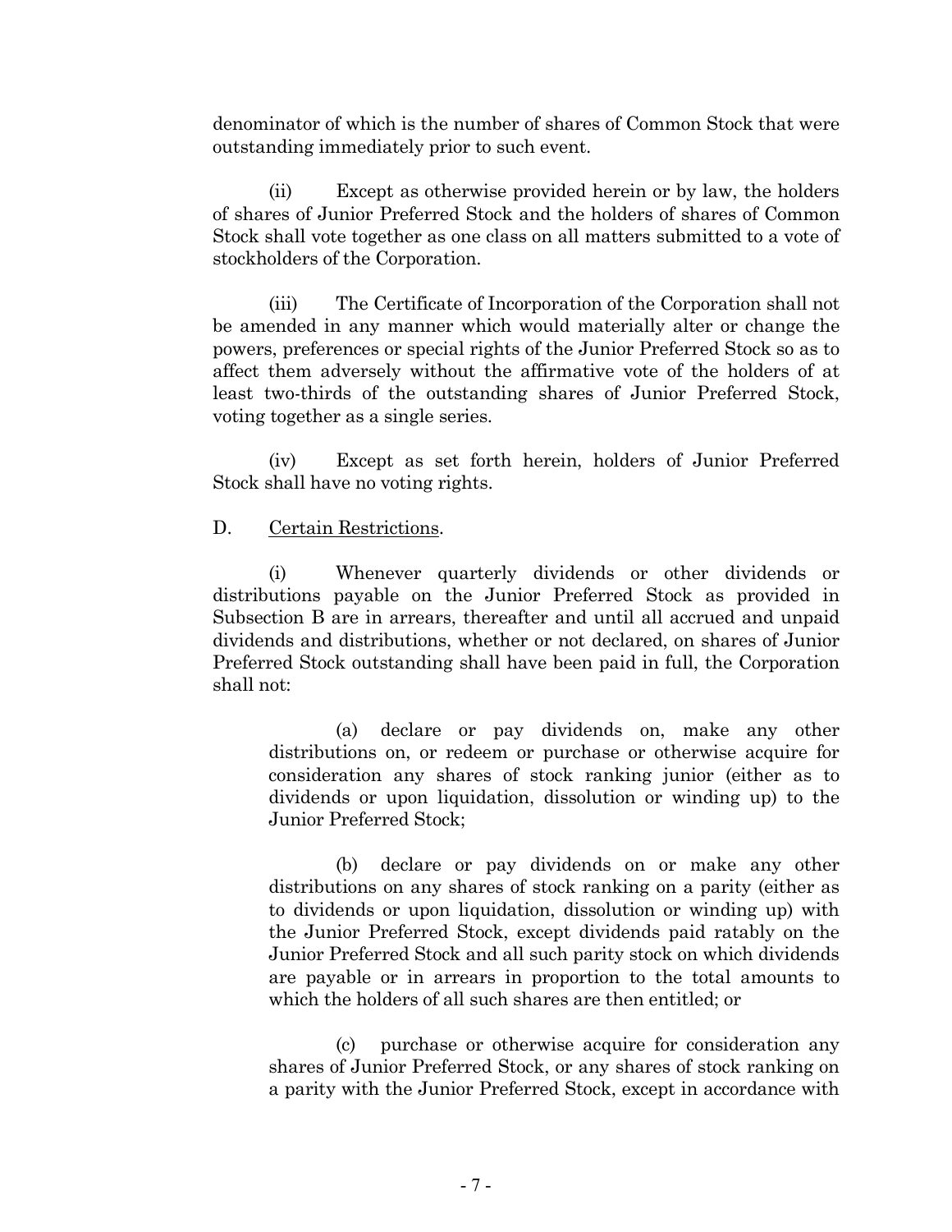denominator of which is the number of shares of Common Stock that were outstanding immediately prior to such event.

(ii) Except as otherwise provided herein or by law, the holders of shares of Junior Preferred Stock and the holders of shares of Common Stock shall vote together as one class on all matters submitted to a vote of stockholders of the Corporation.

(iii) The Certificate of Incorporation of the Corporation shall not be amended in any manner which would materially alter or change the powers, preferences or special rights of the Junior Preferred Stock so as to affect them adversely without the affirmative vote of the holders of at least two-thirds of the outstanding shares of Junior Preferred Stock, voting together as a single series.

(iv) Except as set forth herein, holders of Junior Preferred Stock shall have no voting rights.

D. Certain Restrictions.

(i) Whenever quarterly dividends or other dividends or distributions payable on the Junior Preferred Stock as provided in Subsection B are in arrears, thereafter and until all accrued and unpaid dividends and distributions, whether or not declared, on shares of Junior Preferred Stock outstanding shall have been paid in full, the Corporation shall not:

> (a) declare or pay dividends on, make any other distributions on, or redeem or purchase or otherwise acquire for consideration any shares of stock ranking junior (either as to dividends or upon liquidation, dissolution or winding up) to the Junior Preferred Stock;
>
> (b) declare or pay dividends on or make any other distributions on any shares of stock ranking on a parity (either as to dividends or upon liquidation, dissolution or winding up) with the Junior Preferred Stock, except dividends paid ratably on the Junior Preferred Stock and all such parity stock on which dividends are payable or in arrears in proportion to the total amounts to which the holders of all such shares are then entitled; or
>
> (c) purchase or otherwise acquire for consideration any shares of Junior Preferred Stock, or any shares of stock ranking on a parity with the Junior Preferred Stock, except in accordance with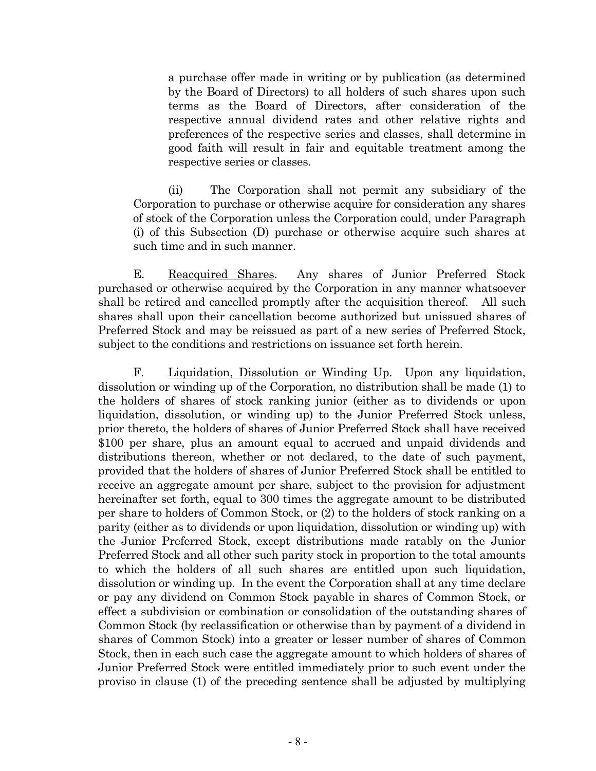a purchase offer made in writing or by publication (as determined by the Board of Directors) to all holders of such shares upon such terms as the Board of Directors, after consideration of the respective annual dividend rates and other relative rights and preferences of the respective series and classes, shall determine in good faith will result in fair and equitable treatment among the respective series or classes.

(ii) The Corporation shall not permit any subsidiary of the Corporation to purchase or otherwise acquire for consideration any shares of stock of the Corporation unless the Corporation could, under Paragraph (i) of this Subsection (D) purchase or otherwise acquire such shares at such time and in such manner.

E. Reacquired Shares. Any shares of Junior Preferred Stock purchased or otherwise acquired by the Corporation in any manner whatsoever shall be retired and cancelled promptly after the acquisition thereof. All such shares shall upon their cancellation become authorized but unissued shares of Preferred Stock and may be reissued as part of a new series of Preferred Stock, subject to the conditions and restrictions on issuance set forth herein.

F. Liquidation, Dissolution or Winding Up. Upon any liquidation, dissolution or winding up of the Corporation, no distribution shall be made (1) to the holders of shares of stock ranking junior (either as to dividends or upon liquidation, dissolution, or winding up) to the Junior Preferred Stock unless, prior thereto, the holders of shares of Junior Preferred Stock shall have received $100 per share, plus an amount equal to accrued and unpaid dividends and distributions thereon, whether or not declared, to the date of such payment, provided that the holders of shares of Junior Preferred Stock shall be entitled to receive an aggregate amount per share, subject to the provision for adjustment hereinafter set forth, equal to 300 times the aggregate amount to be distributed per share to holders of Common Stock, or (2) to the holders of stock ranking on a parity (either as to dividends or upon liquidation, dissolution or winding up) with the Junior Preferred Stock, except distributions made ratably on the Junior Preferred Stock and all other such parity stock in proportion to the total amounts to which the holders of all such shares are entitled upon such liquidation, dissolution or winding up. In the event the Corporation shall at any time declare or pay any dividend on Common Stock payable in shares of Common Stock, or effect a subdivision or combination or consolidation of the outstanding shares of Common Stock (by reclassification or otherwise than by payment of a dividend in shares of Common Stock) into a greater or lesser number of shares of Common Stock, then in each such case the aggregate amount to which holders of shares of Junior Preferred Stock were entitled immediately prior to such event under the proviso in clause (1) of the preceding sentence shall be adjusted by multiplying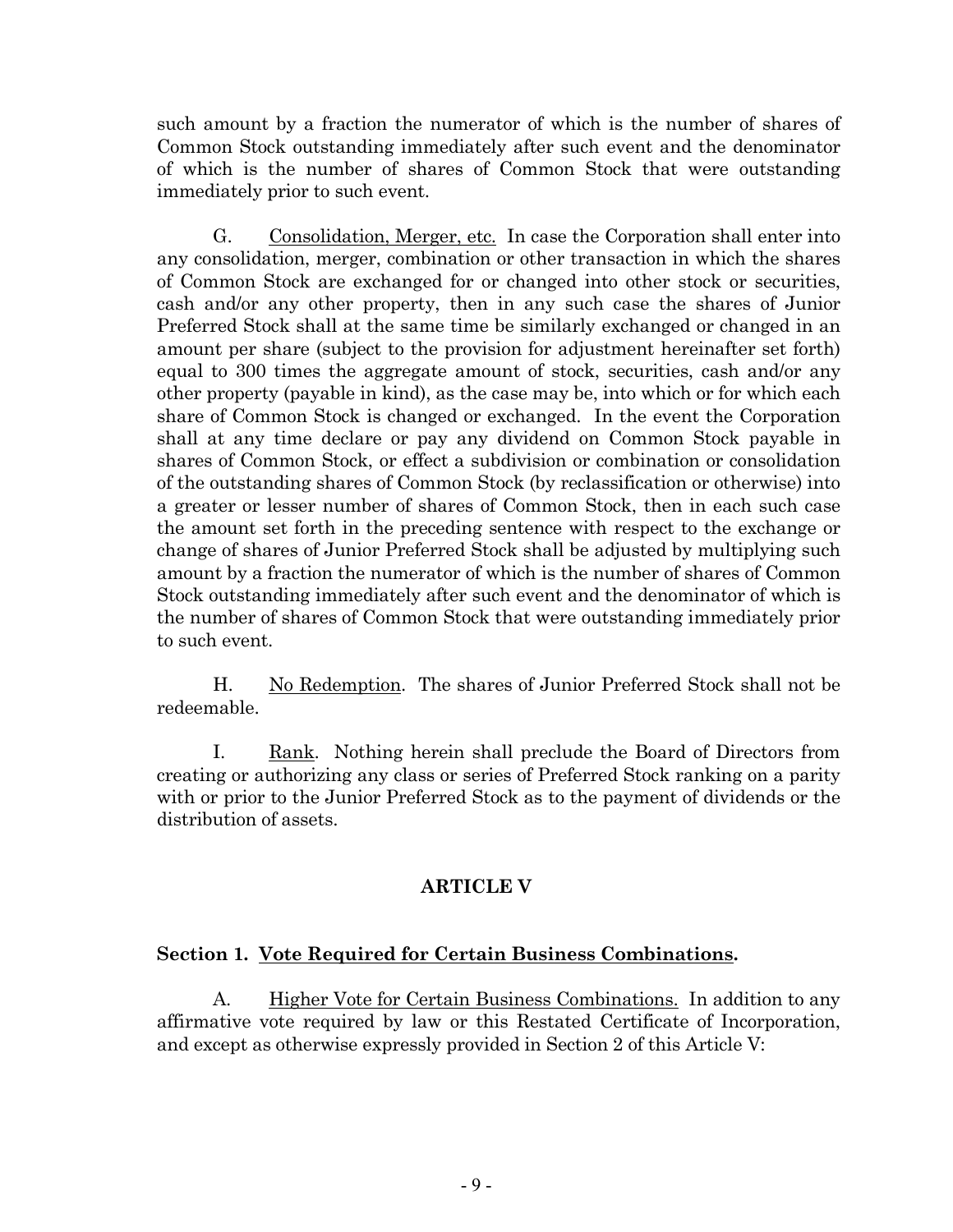such amount by a fraction the numerator of which is the number of shares of Common Stock outstanding immediately after such event and the denominator of which is the number of shares of Common Stock that were outstanding immediately prior to such event.

G. Consolidation, Merger, etc. In case the Corporation shall enter into any consolidation, merger, combination or other transaction in which the shares of Common Stock are exchanged for or changed into other stock or securities, cash and/or any other property, then in any such case the shares of Junior Preferred Stock shall at the same time be similarly exchanged or changed in an amount per share (subject to the provision for adjustment hereinafter set forth) equal to 300 times the aggregate amount of stock, securities, cash and/or any other property (payable in kind), as the case may be, into which or for which each share of Common Stock is changed or exchanged. In the event the Corporation shall at any time declare or pay any dividend on Common Stock payable in shares of Common Stock, or effect a subdivision or combination or consolidation of the outstanding shares of Common Stock (by reclassification or otherwise) into a greater or lesser number of shares of Common Stock, then in each such case the amount set forth in the preceding sentence with respect to the exchange or change of shares of Junior Preferred Stock shall be adjusted by multiplying such amount by a fraction the numerator of which is the number of shares of Common Stock outstanding immediately after such event and the denominator of which is the number of shares of Common Stock that were outstanding immediately prior to such event.

H. No Redemption. The shares of Junior Preferred Stock shall not be redeemable.

I. Rank. Nothing herein shall preclude the Board of Directors from creating or authorizing any class or series of Preferred Stock ranking on a parity with or prior to the Junior Preferred Stock as to the payment of dividends or the distribution of assets.

## ARTICLE V

### Section 1. Vote Required for Certain Business Combinations.

A. Higher Vote for Certain Business Combinations. In addition to any affirmative vote required by law or this Restated Certificate of Incorporation, and except as otherwise expressly provided in Section 2 of this Article V: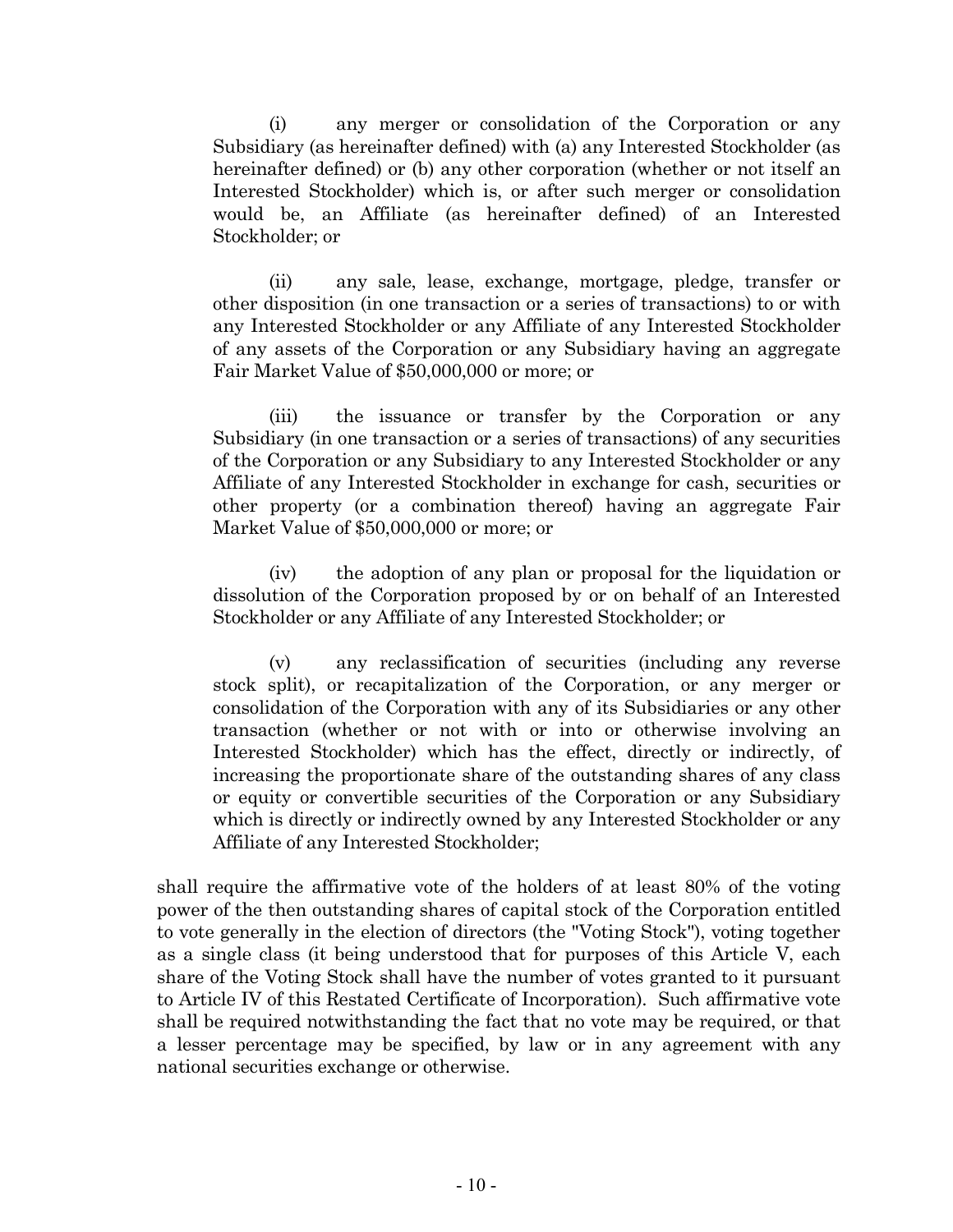(i) any merger or consolidation of the Corporation or any Subsidiary (as hereinafter defined) with (a) any Interested Stockholder (as hereinafter defined) or (b) any other corporation (whether or not itself an Interested Stockholder) which is, or after such merger or consolidation would be, an Affiliate (as hereinafter defined) of an Interested Stockholder; or

(ii) any sale, lease, exchange, mortgage, pledge, transfer or other disposition (in one transaction or a series of transactions) to or with any Interested Stockholder or any Affiliate of any Interested Stockholder of any assets of the Corporation or any Subsidiary having an aggregate Fair Market Value of $50,000,000 or more; or

(iii) the issuance or transfer by the Corporation or any Subsidiary (in one transaction or a series of transactions) of any securities of the Corporation or any Subsidiary to any Interested Stockholder or any Affiliate of any Interested Stockholder in exchange for cash, securities or other property (or a combination thereof) having an aggregate Fair Market Value of $50,000,000 or more; or

(iv) the adoption of any plan or proposal for the liquidation or dissolution of the Corporation proposed by or on behalf of an Interested Stockholder or any Affiliate of any Interested Stockholder; or

(v) any reclassification of securities (including any reverse stock split), or recapitalization of the Corporation, or any merger or consolidation of the Corporation with any of its Subsidiaries or any other transaction (whether or not with or into or otherwise involving an Interested Stockholder) which has the effect, directly or indirectly, of increasing the proportionate share of the outstanding shares of any class or equity or convertible securities of the Corporation or any Subsidiary which is directly or indirectly owned by any Interested Stockholder or any Affiliate of any Interested Stockholder;

shall require the affirmative vote of the holders of at least 80% of the voting power of the then outstanding shares of capital stock of the Corporation entitled to vote generally in the election of directors (the "Voting Stock"), voting together as a single class (it being understood that for purposes of this Article V, each share of the Voting Stock shall have the number of votes granted to it pursuant to Article IV of this Restated Certificate of Incorporation). Such affirmative vote shall be required notwithstanding the fact that no vote may be required, or that a lesser percentage may be specified, by law or in any agreement with any national securities exchange or otherwise.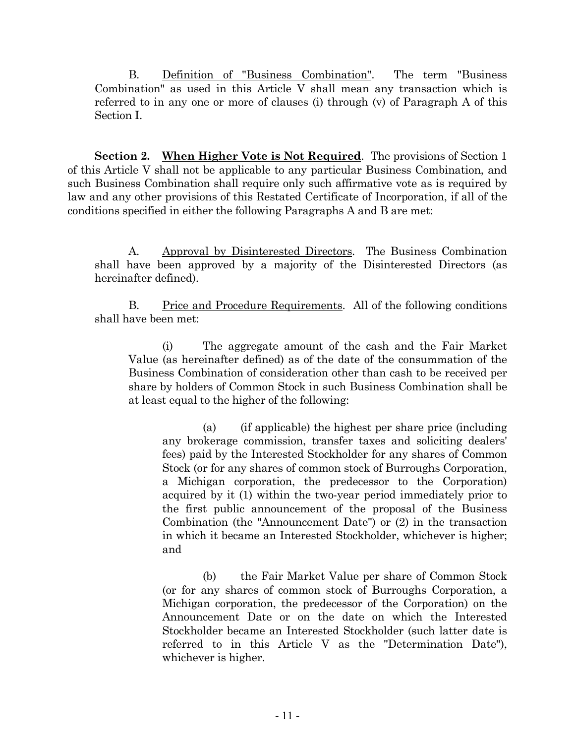B. Definition of "Business Combination". The term "Business Combination" as used in this Article V shall mean any transaction which is referred to in any one or more of clauses (i) through (v) of Paragraph A of this Section I.

**Section 2. When Higher Vote is Not Required**. The provisions of Section 1 of this Article V shall not be applicable to any particular Business Combination, and such Business Combination shall require only such affirmative vote as is required by law and any other provisions of this Restated Certificate of Incorporation, if all of the conditions specified in either the following Paragraphs A and B are met:

A. Approval by Disinterested Directors. The Business Combination shall have been approved by a majority of the Disinterested Directors (as hereinafter defined).

B. Price and Procedure Requirements. All of the following conditions shall have been met:

(i) The aggregate amount of the cash and the Fair Market Value (as hereinafter defined) as of the date of the consummation of the Business Combination of consideration other than cash to be received per share by holders of Common Stock in such Business Combination shall be at least equal to the higher of the following:

(a) (if applicable) the highest per share price (including any brokerage commission, transfer taxes and soliciting dealers' fees) paid by the Interested Stockholder for any shares of Common Stock (or for any shares of common stock of Burroughs Corporation, a Michigan corporation, the predecessor to the Corporation) acquired by it (1) within the two-year period immediately prior to the first public announcement of the proposal of the Business Combination (the "Announcement Date") or (2) in the transaction in which it became an Interested Stockholder, whichever is higher; and

(b) the Fair Market Value per share of Common Stock (or for any shares of common stock of Burroughs Corporation, a Michigan corporation, the predecessor of the Corporation) on the Announcement Date or on the date on which the Interested Stockholder became an Interested Stockholder (such latter date is referred to in this Article V as the "Determination Date"), whichever is higher.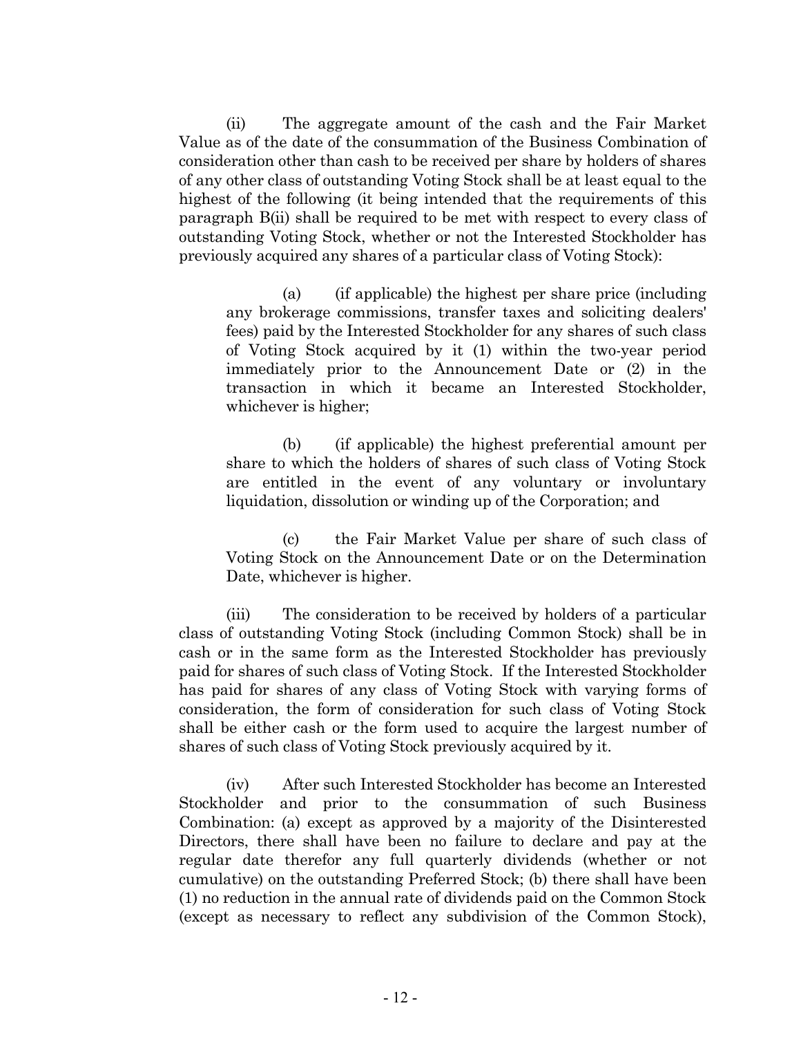(ii) The aggregate amount of the cash and the Fair Market Value as of the date of the consummation of the Business Combination of consideration other than cash to be received per share by holders of shares of any other class of outstanding Voting Stock shall be at least equal to the highest of the following (it being intended that the requirements of this paragraph B(ii) shall be required to be met with respect to every class of outstanding Voting Stock, whether or not the Interested Stockholder has previously acquired any shares of a particular class of Voting Stock):

> (a) (if applicable) the highest per share price (including any brokerage commissions, transfer taxes and soliciting dealers' fees) paid by the Interested Stockholder for any shares of such class of Voting Stock acquired by it (1) within the two-year period immediately prior to the Announcement Date or (2) in the transaction in which it became an Interested Stockholder, whichever is higher;
>
> (b) (if applicable) the highest preferential amount per share to which the holders of shares of such class of Voting Stock are entitled in the event of any voluntary or involuntary liquidation, dissolution or winding up of the Corporation; and
>
> (c) the Fair Market Value per share of such class of Voting Stock on the Announcement Date or on the Determination Date, whichever is higher.

(iii) The consideration to be received by holders of a particular class of outstanding Voting Stock (including Common Stock) shall be in cash or in the same form as the Interested Stockholder has previously paid for shares of such class of Voting Stock. If the Interested Stockholder has paid for shares of any class of Voting Stock with varying forms of consideration, the form of consideration for such class of Voting Stock shall be either cash or the form used to acquire the largest number of shares of such class of Voting Stock previously acquired by it.

(iv) After such Interested Stockholder has become an Interested Stockholder and prior to the consummation of such Business Combination: (a) except as approved by a majority of the Disinterested Directors, there shall have been no failure to declare and pay at the regular date therefor any full quarterly dividends (whether or not cumulative) on the outstanding Preferred Stock; (b) there shall have been (1) no reduction in the annual rate of dividends paid on the Common Stock (except as necessary to reflect any subdivision of the Common Stock),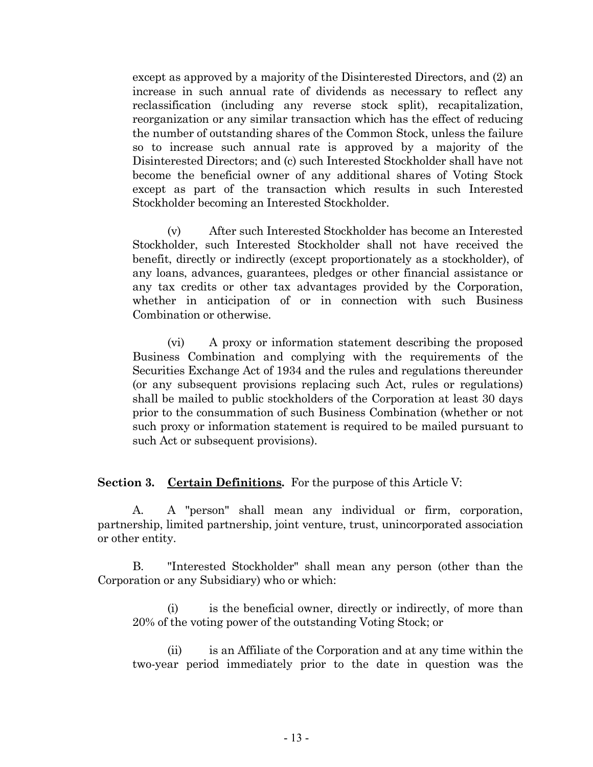except as approved by a majority of the Disinterested Directors, and (2) an increase in such annual rate of dividends as necessary to reflect any reclassification (including any reverse stock split), recapitalization, reorganization or any similar transaction which has the effect of reducing the number of outstanding shares of the Common Stock, unless the failure so to increase such annual rate is approved by a majority of the Disinterested Directors; and (c) such Interested Stockholder shall have not become the beneficial owner of any additional shares of Voting Stock except as part of the transaction which results in such Interested Stockholder becoming an Interested Stockholder.

(v) After such Interested Stockholder has become an Interested Stockholder, such Interested Stockholder shall not have received the benefit, directly or indirectly (except proportionately as a stockholder), of any loans, advances, guarantees, pledges or other financial assistance or any tax credits or other tax advantages provided by the Corporation, whether in anticipation of or in connection with such Business Combination or otherwise.

(vi) A proxy or information statement describing the proposed Business Combination and complying with the requirements of the Securities Exchange Act of 1934 and the rules and regulations thereunder (or any subsequent provisions replacing such Act, rules or regulations) shall be mailed to public stockholders of the Corporation at least 30 days prior to the consummation of such Business Combination (whether or not such proxy or information statement is required to be mailed pursuant to such Act or subsequent provisions).

**Section 3. <u>Certain Definitions</u>.** For the purpose of this Article V:

A. A "person" shall mean any individual or firm, corporation, partnership, limited partnership, joint venture, trust, unincorporated association or other entity.

B. "Interested Stockholder" shall mean any person (other than the Corporation or any Subsidiary) who or which:

(i) is the beneficial owner, directly or indirectly, of more than 20% of the voting power of the outstanding Voting Stock; or

(ii) is an Affiliate of the Corporation and at any time within the two-year period immediately prior to the date in question was the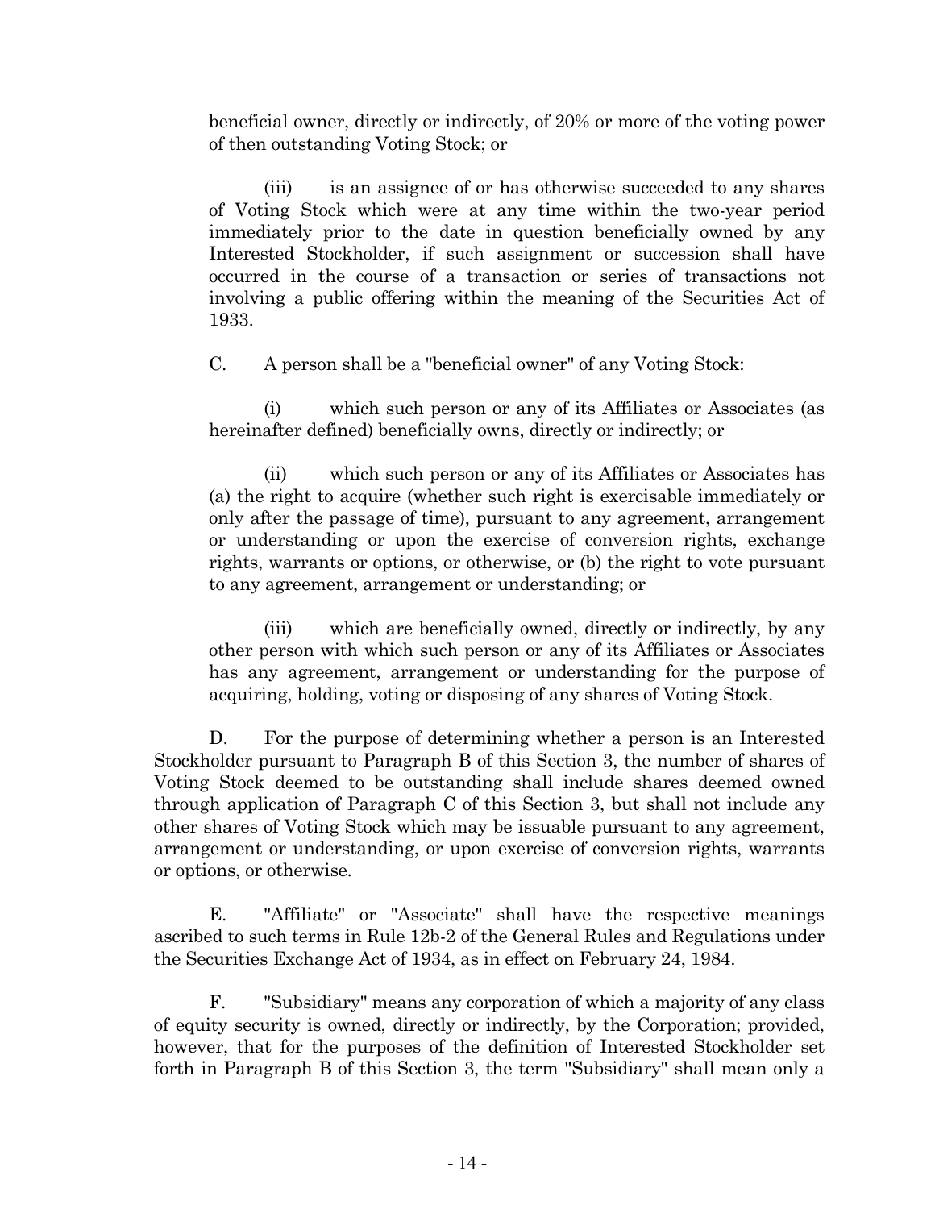beneficial owner, directly or indirectly, of 20% or more of the voting power of then outstanding Voting Stock; or

(iii) is an assignee of or has otherwise succeeded to any shares of Voting Stock which were at any time within the two-year period immediately prior to the date in question beneficially owned by any Interested Stockholder, if such assignment or succession shall have occurred in the course of a transaction or series of transactions not involving a public offering within the meaning of the Securities Act of 1933.

C. A person shall be a "beneficial owner" of any Voting Stock:

(i) which such person or any of its Affiliates or Associates (as hereinafter defined) beneficially owns, directly or indirectly; or

(ii) which such person or any of its Affiliates or Associates has (a) the right to acquire (whether such right is exercisable immediately or only after the passage of time), pursuant to any agreement, arrangement or understanding or upon the exercise of conversion rights, exchange rights, warrants or options, or otherwise, or (b) the right to vote pursuant to any agreement, arrangement or understanding; or

(iii) which are beneficially owned, directly or indirectly, by any other person with which such person or any of its Affiliates or Associates has any agreement, arrangement or understanding for the purpose of acquiring, holding, voting or disposing of any shares of Voting Stock.

D. For the purpose of determining whether a person is an Interested Stockholder pursuant to Paragraph B of this Section 3, the number of shares of Voting Stock deemed to be outstanding shall include shares deemed owned through application of Paragraph C of this Section 3, but shall not include any other shares of Voting Stock which may be issuable pursuant to any agreement, arrangement or understanding, or upon exercise of conversion rights, warrants or options, or otherwise.

E. "Affiliate" or "Associate" shall have the respective meanings ascribed to such terms in Rule 12b-2 of the General Rules and Regulations under the Securities Exchange Act of 1934, as in effect on February 24, 1984.

F. "Subsidiary" means any corporation of which a majority of any class of equity security is owned, directly or indirectly, by the Corporation; provided, however, that for the purposes of the definition of Interested Stockholder set forth in Paragraph B of this Section 3, the term "Subsidiary" shall mean only a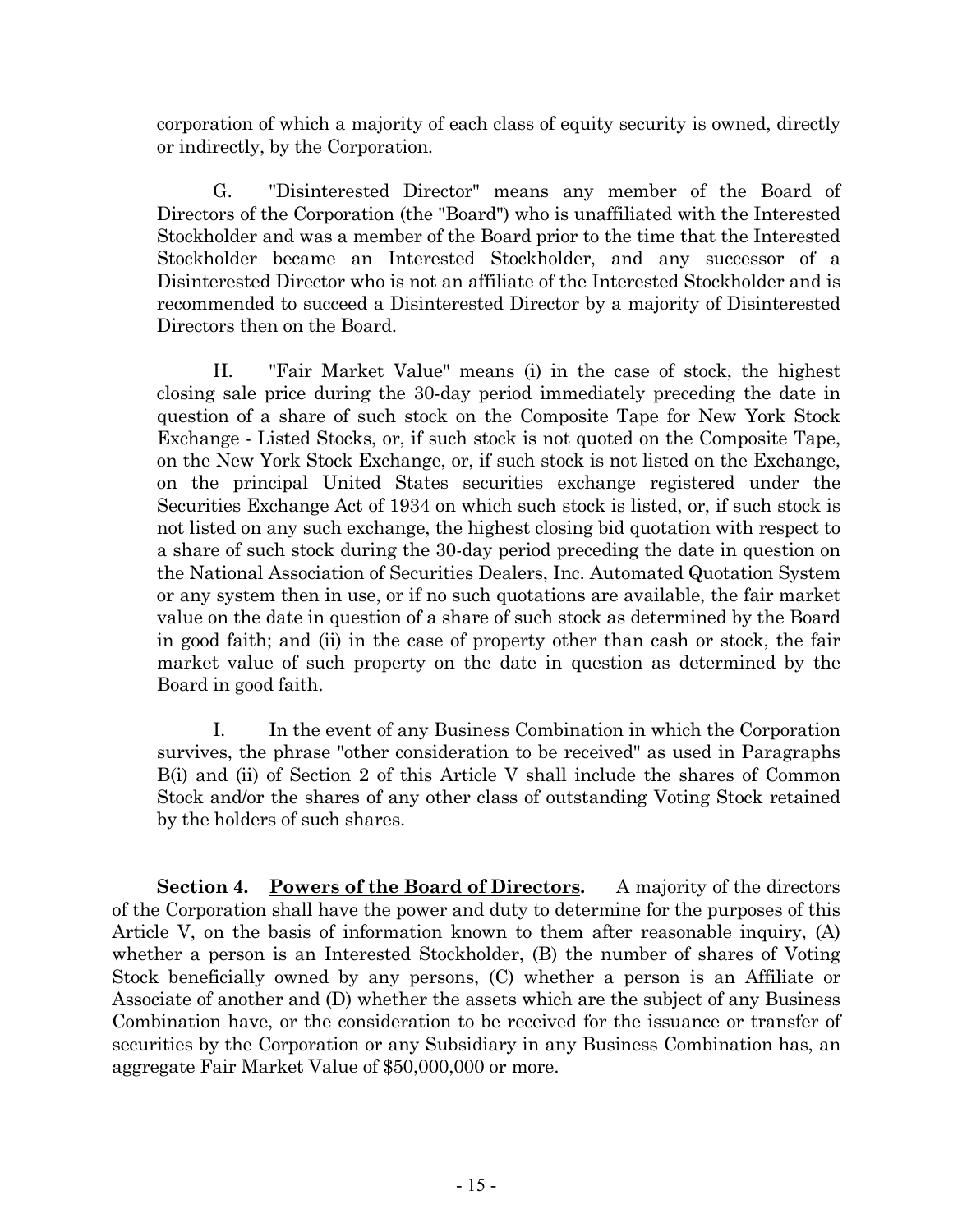corporation of which a majority of each class of equity security is owned, directly or indirectly, by the Corporation.

G. "Disinterested Director" means any member of the Board of Directors of the Corporation (the "Board") who is unaffiliated with the Interested Stockholder and was a member of the Board prior to the time that the Interested Stockholder became an Interested Stockholder, and any successor of a Disinterested Director who is not an affiliate of the Interested Stockholder and is recommended to succeed a Disinterested Director by a majority of Disinterested Directors then on the Board.

H. "Fair Market Value" means (i) in the case of stock, the highest closing sale price during the 30-day period immediately preceding the date in question of a share of such stock on the Composite Tape for New York Stock Exchange - Listed Stocks, or, if such stock is not quoted on the Composite Tape, on the New York Stock Exchange, or, if such stock is not listed on the Exchange, on the principal United States securities exchange registered under the Securities Exchange Act of 1934 on which such stock is listed, or, if such stock is not listed on any such exchange, the highest closing bid quotation with respect to a share of such stock during the 30-day period preceding the date in question on the National Association of Securities Dealers, Inc. Automated Quotation System or any system then in use, or if no such quotations are available, the fair market value on the date in question of a share of such stock as determined by the Board in good faith; and (ii) in the case of property other than cash or stock, the fair market value of such property on the date in question as determined by the Board in good faith.

I. In the event of any Business Combination in which the Corporation survives, the phrase "other consideration to be received" as used in Paragraphs B(i) and (ii) of Section 2 of this Article V shall include the shares of Common Stock and/or the shares of any other class of outstanding Voting Stock retained by the holders of such shares.

**Section 4. Powers of the Board of Directors.** A majority of the directors of the Corporation shall have the power and duty to determine for the purposes of this Article V, on the basis of information known to them after reasonable inquiry, (A) whether a person is an Interested Stockholder, (B) the number of shares of Voting Stock beneficially owned by any persons, (C) whether a person is an Affiliate or Associate of another and (D) whether the assets which are the subject of any Business Combination have, or the consideration to be received for the issuance or transfer of securities by the Corporation or any Subsidiary in any Business Combination has, an aggregate Fair Market Value of $50,000,000 or more.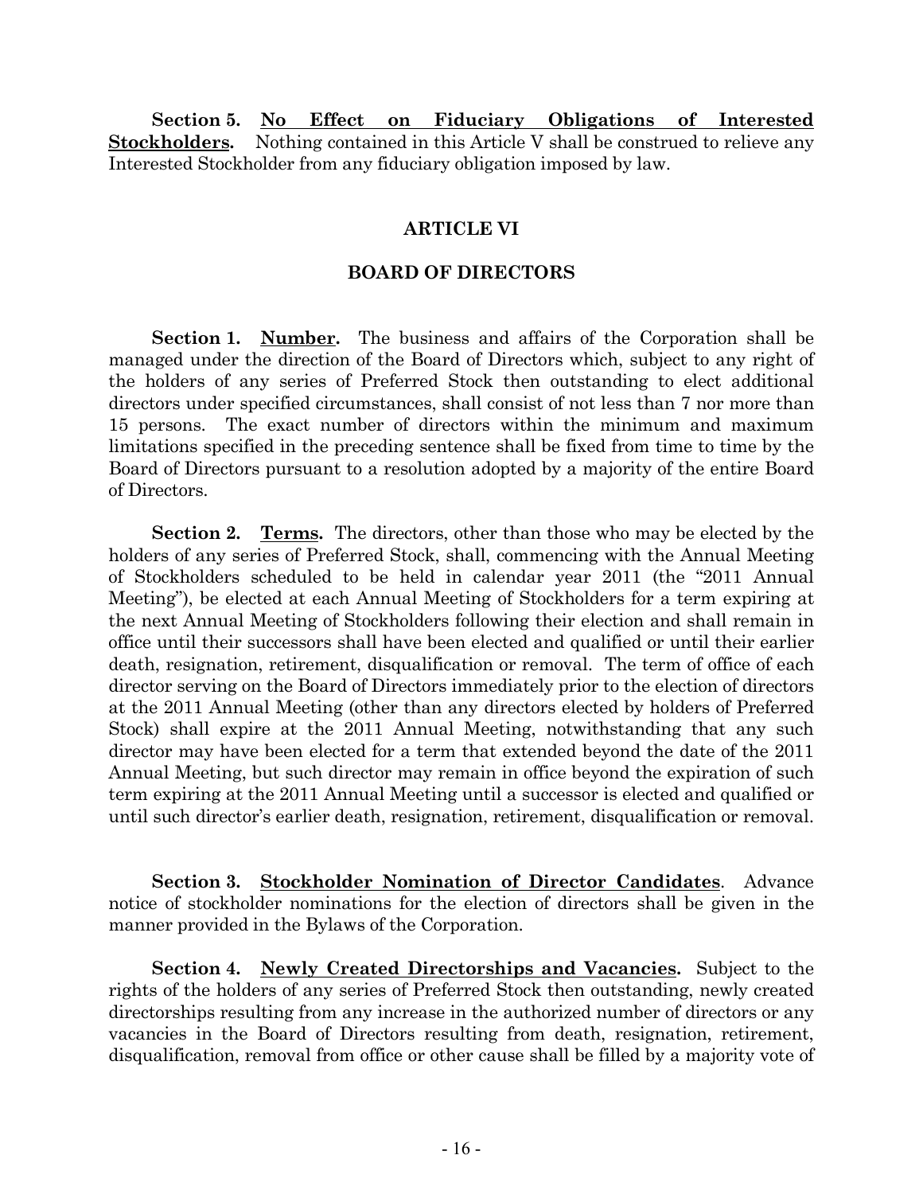**Section 5. No Effect on Fiduciary Obligations of Interested Stockholders.** Nothing contained in this Article V shall be construed to relieve any Interested Stockholder from any fiduciary obligation imposed by law.

## ARTICLE VI

## BOARD OF DIRECTORS

**Section 1. Number.** The business and affairs of the Corporation shall be managed under the direction of the Board of Directors which, subject to any right of the holders of any series of Preferred Stock then outstanding to elect additional directors under specified circumstances, shall consist of not less than 7 nor more than 15 persons. The exact number of directors within the minimum and maximum limitations specified in the preceding sentence shall be fixed from time to time by the Board of Directors pursuant to a resolution adopted by a majority of the entire Board of Directors.

**Section 2. Terms.** The directors, other than those who may be elected by the holders of any series of Preferred Stock, shall, commencing with the Annual Meeting of Stockholders scheduled to be held in calendar year 2011 (the "2011 Annual Meeting"), be elected at each Annual Meeting of Stockholders for a term expiring at the next Annual Meeting of Stockholders following their election and shall remain in office until their successors shall have been elected and qualified or until their earlier death, resignation, retirement, disqualification or removal. The term of office of each director serving on the Board of Directors immediately prior to the election of directors at the 2011 Annual Meeting (other than any directors elected by holders of Preferred Stock) shall expire at the 2011 Annual Meeting, notwithstanding that any such director may have been elected for a term that extended beyond the date of the 2011 Annual Meeting, but such director may remain in office beyond the expiration of such term expiring at the 2011 Annual Meeting until a successor is elected and qualified or until such director's earlier death, resignation, retirement, disqualification or removal.

**Section 3. Stockholder Nomination of Director Candidates.** Advance notice of stockholder nominations for the election of directors shall be given in the manner provided in the Bylaws of the Corporation.

**Section 4. Newly Created Directorships and Vacancies.** Subject to the rights of the holders of any series of Preferred Stock then outstanding, newly created directorships resulting from any increase in the authorized number of directors or any vacancies in the Board of Directors resulting from death, resignation, retirement, disqualification, removal from office or other cause shall be filled by a majority vote of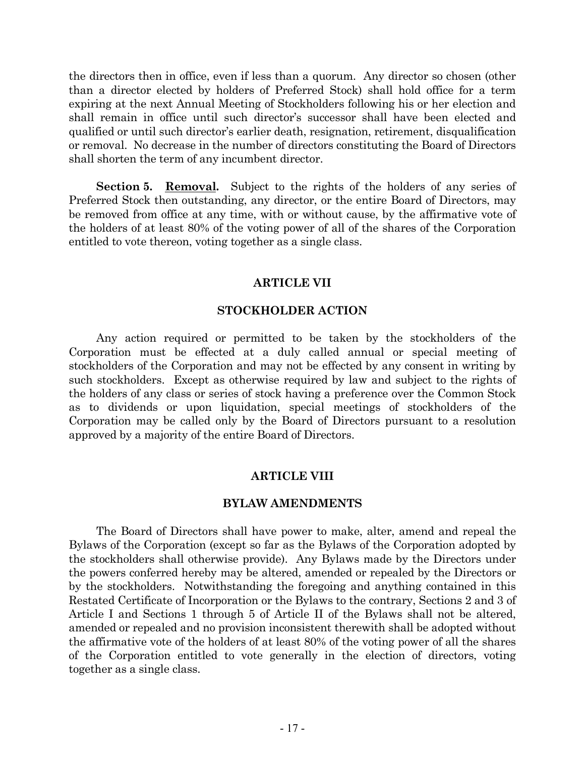the directors then in office, even if less than a quorum. Any director so chosen (other than a director elected by holders of Preferred Stock) shall hold office for a term expiring at the next Annual Meeting of Stockholders following his or her election and shall remain in office until such director's successor shall have been elected and qualified or until such director's earlier death, resignation, retirement, disqualification or removal. No decrease in the number of directors constituting the Board of Directors shall shorten the term of any incumbent director.

**Section 5. Removal.** Subject to the rights of the holders of any series of Preferred Stock then outstanding, any director, or the entire Board of Directors, may be removed from office at any time, with or without cause, by the affirmative vote of the holders of at least 80% of the voting power of all of the shares of the Corporation entitled to vote thereon, voting together as a single class.

## ARTICLE VII

## STOCKHOLDER ACTION

Any action required or permitted to be taken by the stockholders of the Corporation must be effected at a duly called annual or special meeting of stockholders of the Corporation and may not be effected by any consent in writing by such stockholders. Except as otherwise required by law and subject to the rights of the holders of any class or series of stock having a preference over the Common Stock as to dividends or upon liquidation, special meetings of stockholders of the Corporation may be called only by the Board of Directors pursuant to a resolution approved by a majority of the entire Board of Directors.

## ARTICLE VIII

## BYLAW AMENDMENTS

The Board of Directors shall have power to make, alter, amend and repeal the Bylaws of the Corporation (except so far as the Bylaws of the Corporation adopted by the stockholders shall otherwise provide). Any Bylaws made by the Directors under the powers conferred hereby may be altered, amended or repealed by the Directors or by the stockholders. Notwithstanding the foregoing and anything contained in this Restated Certificate of Incorporation or the Bylaws to the contrary, Sections 2 and 3 of Article I and Sections 1 through 5 of Article II of the Bylaws shall not be altered, amended or repealed and no provision inconsistent therewith shall be adopted without the affirmative vote of the holders of at least 80% of the voting power of all the shares of the Corporation entitled to vote generally in the election of directors, voting together as a single class.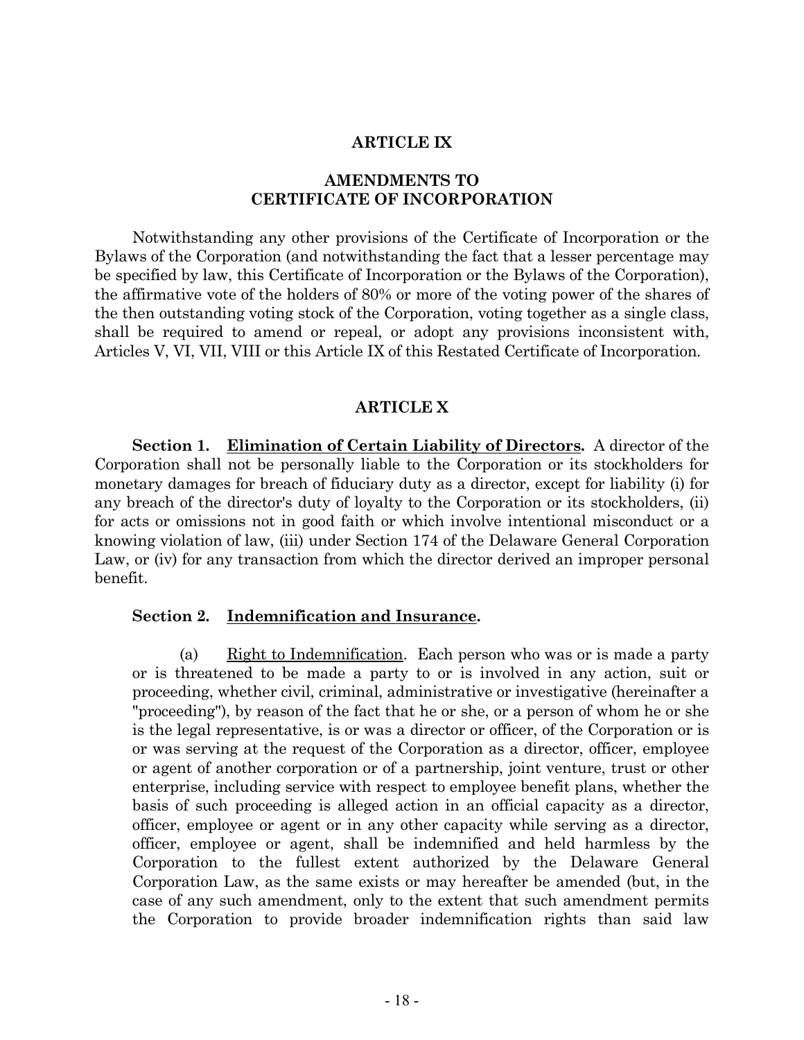## ARTICLE IX

## AMENDMENTS TO CERTIFICATE OF INCORPORATION

Notwithstanding any other provisions of the Certificate of Incorporation or the Bylaws of the Corporation (and notwithstanding the fact that a lesser percentage may be specified by law, this Certificate of Incorporation or the Bylaws of the Corporation), the affirmative vote of the holders of 80% or more of the voting power of the shares of the then outstanding voting stock of the Corporation, voting together as a single class, shall be required to amend or repeal, or adopt any provisions inconsistent with, Articles V, VI, VII, VIII or this Article IX of this Restated Certificate of Incorporation.

## ARTICLE X

**Section 1. Elimination of Certain Liability of Directors.** A director of the Corporation shall not be personally liable to the Corporation or its stockholders for monetary damages for breach of fiduciary duty as a director, except for liability (i) for any breach of the director's duty of loyalty to the Corporation or its stockholders, (ii) for acts or omissions not in good faith or which involve intentional misconduct or a knowing violation of law, (iii) under Section 174 of the Delaware General Corporation Law, or (iv) for any transaction from which the director derived an improper personal benefit.

**Section 2. Indemnification and Insurance.**

(a) Right to Indemnification. Each person who was or is made a party or is threatened to be made a party to or is involved in any action, suit or proceeding, whether civil, criminal, administrative or investigative (hereinafter a "proceeding"), by reason of the fact that he or she, or a person of whom he or she is the legal representative, is or was a director or officer, of the Corporation or is or was serving at the request of the Corporation as a director, officer, employee or agent of another corporation or of a partnership, joint venture, trust or other enterprise, including service with respect to employee benefit plans, whether the basis of such proceeding is alleged action in an official capacity as a director, officer, employee or agent or in any other capacity while serving as a director, officer, employee or agent, shall be indemnified and held harmless by the Corporation to the fullest extent authorized by the Delaware General Corporation Law, as the same exists or may hereafter be amended (but, in the case of any such amendment, only to the extent that such amendment permits the Corporation to provide broader indemnification rights than said law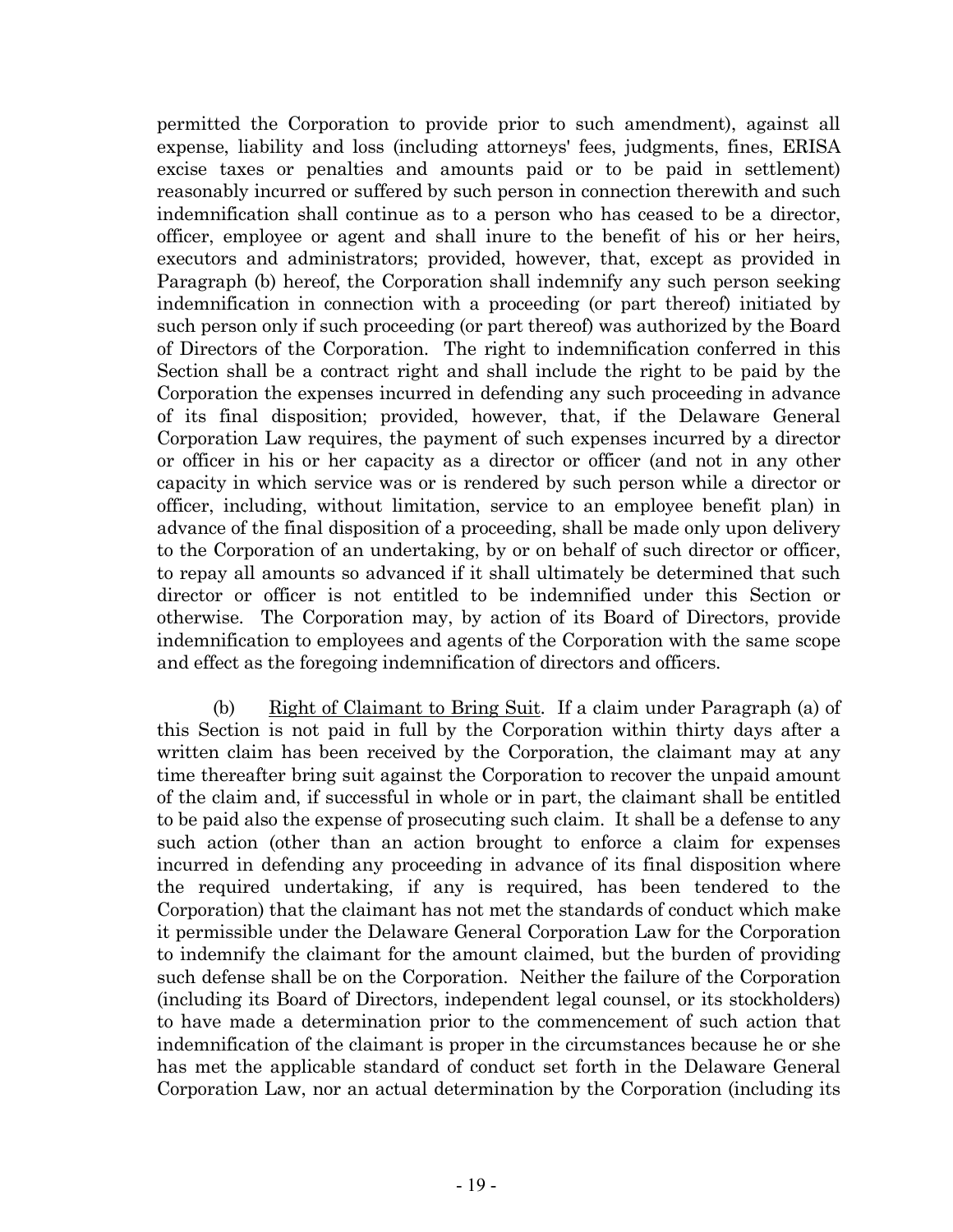permitted the Corporation to provide prior to such amendment), against all expense, liability and loss (including attorneys' fees, judgments, fines, ERISA excise taxes or penalties and amounts paid or to be paid in settlement) reasonably incurred or suffered by such person in connection therewith and such indemnification shall continue as to a person who has ceased to be a director, officer, employee or agent and shall inure to the benefit of his or her heirs, executors and administrators; provided, however, that, except as provided in Paragraph (b) hereof, the Corporation shall indemnify any such person seeking indemnification in connection with a proceeding (or part thereof) initiated by such person only if such proceeding (or part thereof) was authorized by the Board of Directors of the Corporation. The right to indemnification conferred in this Section shall be a contract right and shall include the right to be paid by the Corporation the expenses incurred in defending any such proceeding in advance of its final disposition; provided, however, that, if the Delaware General Corporation Law requires, the payment of such expenses incurred by a director or officer in his or her capacity as a director or officer (and not in any other capacity in which service was or is rendered by such person while a director or officer, including, without limitation, service to an employee benefit plan) in advance of the final disposition of a proceeding, shall be made only upon delivery to the Corporation of an undertaking, by or on behalf of such director or officer, to repay all amounts so advanced if it shall ultimately be determined that such director or officer is not entitled to be indemnified under this Section or otherwise. The Corporation may, by action of its Board of Directors, provide indemnification to employees and agents of the Corporation with the same scope and effect as the foregoing indemnification of directors and officers.

(b) Right of Claimant to Bring Suit. If a claim under Paragraph (a) of this Section is not paid in full by the Corporation within thirty days after a written claim has been received by the Corporation, the claimant may at any time thereafter bring suit against the Corporation to recover the unpaid amount of the claim and, if successful in whole or in part, the claimant shall be entitled to be paid also the expense of prosecuting such claim. It shall be a defense to any such action (other than an action brought to enforce a claim for expenses incurred in defending any proceeding in advance of its final disposition where the required undertaking, if any is required, has been tendered to the Corporation) that the claimant has not met the standards of conduct which make it permissible under the Delaware General Corporation Law for the Corporation to indemnify the claimant for the amount claimed, but the burden of providing such defense shall be on the Corporation. Neither the failure of the Corporation (including its Board of Directors, independent legal counsel, or its stockholders) to have made a determination prior to the commencement of such action that indemnification of the claimant is proper in the circumstances because he or she has met the applicable standard of conduct set forth in the Delaware General Corporation Law, nor an actual determination by the Corporation (including its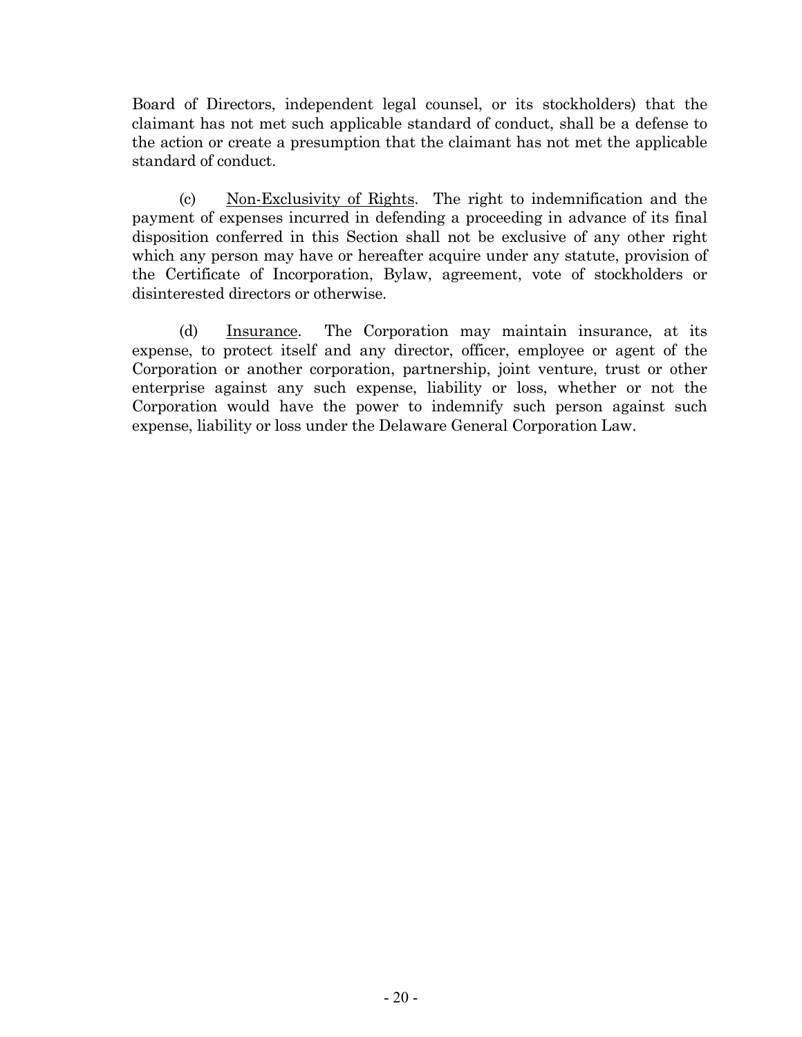Board of Directors, independent legal counsel, or its stockholders) that the claimant has not met such applicable standard of conduct, shall be a defense to the action or create a presumption that the claimant has not met the applicable standard of conduct.

(c) Non-Exclusivity of Rights. The right to indemnification and the payment of expenses incurred in defending a proceeding in advance of its final disposition conferred in this Section shall not be exclusive of any other right which any person may have or hereafter acquire under any statute, provision of the Certificate of Incorporation, Bylaw, agreement, vote of stockholders or disinterested directors or otherwise.

(d) Insurance. The Corporation may maintain insurance, at its expense, to protect itself and any director, officer, employee or agent of the Corporation or another corporation, partnership, joint venture, trust or other enterprise against any such expense, liability or loss, whether or not the Corporation would have the power to indemnify such person against such expense, liability or loss under the Delaware General Corporation Law.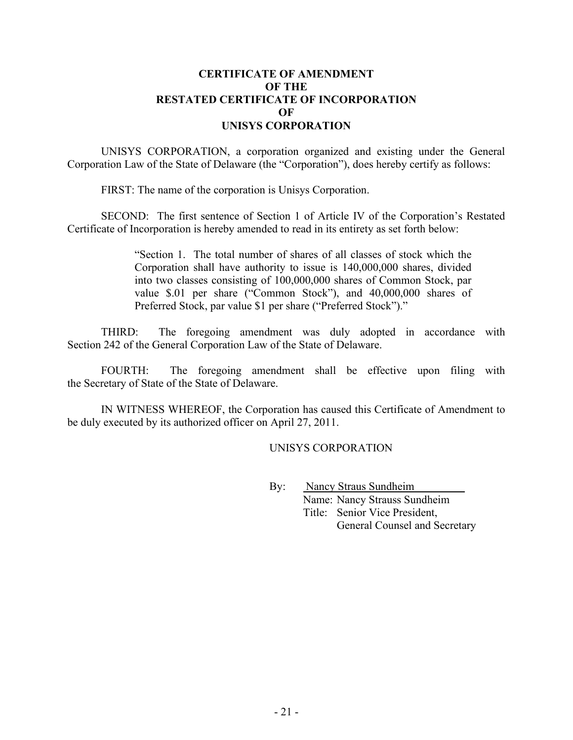# CERTIFICATE OF AMENDMENT
# OF THE
# RESTATED CERTIFICATE OF INCORPORATION
# OF
# UNISYS CORPORATION

UNISYS CORPORATION, a corporation organized and existing under the General Corporation Law of the State of Delaware (the "Corporation"), does hereby certify as follows:

FIRST: The name of the corporation is Unisys Corporation.

SECOND: The first sentence of Section 1 of Article IV of the Corporation's Restated Certificate of Incorporation is hereby amended to read in its entirety as set forth below:

> "Section 1. The total number of shares of all classes of stock which the Corporation shall have authority to issue is 140,000,000 shares, divided into two classes consisting of 100,000,000 shares of Common Stock, par value $.01 per share ("Common Stock"), and 40,000,000 shares of Preferred Stock, par value $1 per share ("Preferred Stock")."

THIRD: The foregoing amendment was duly adopted in accordance with Section 242 of the General Corporation Law of the State of Delaware.

FOURTH: The foregoing amendment shall be effective upon filing with the Secretary of State of the State of Delaware.

IN WITNESS WHEREOF, the Corporation has caused this Certificate of Amendment to be duly executed by its authorized officer on April 27, 2011.

UNISYS CORPORATION

By: Nancy Straus Sundheim
Name: Nancy Strauss Sundheim
Title: Senior Vice President,
General Counsel and Secretary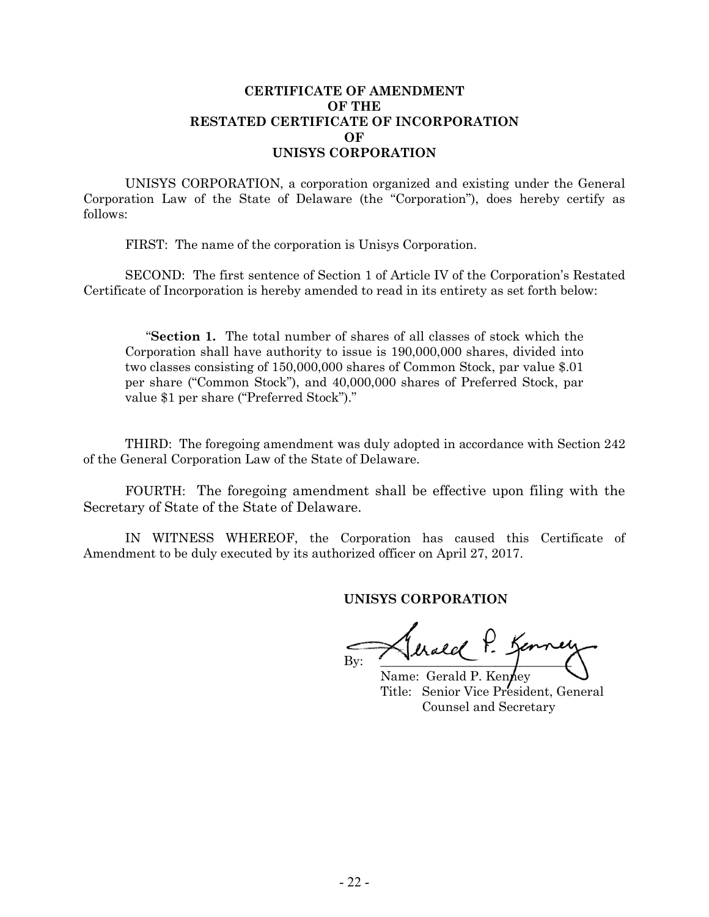**CERTIFICATE OF AMENDMENT**
**OF THE**
**RESTATED CERTIFICATE OF INCORPORATION**
**OF**
**UNISYS CORPORATION**

UNISYS CORPORATION, a corporation organized and existing under the General Corporation Law of the State of Delaware (the "Corporation"), does hereby certify as follows:

FIRST: The name of the corporation is Unisys Corporation.

SECOND: The first sentence of Section 1 of Article IV of the Corporation's Restated Certificate of Incorporation is hereby amended to read in its entirety as set forth below:

> "**Section 1.** The total number of shares of all classes of stock which the Corporation shall have authority to issue is 190,000,000 shares, divided into two classes consisting of 150,000,000 shares of Common Stock, par value $.01 per share ("Common Stock"), and 40,000,000 shares of Preferred Stock, par value $1 per share ("Preferred Stock")."

THIRD: The foregoing amendment was duly adopted in accordance with Section 242 of the General Corporation Law of the State of Delaware.

FOURTH: The foregoing amendment shall be effective upon filing with the Secretary of State of the State of Delaware.

IN WITNESS WHEREOF, the Corporation has caused this Certificate of Amendment to be duly executed by its authorized officer on April 27, 2017.

**UNISYS CORPORATION**

By: Gerald P. Kenney

Name: Gerald P. Kenney
Title: Senior Vice President, General Counsel and Secretary